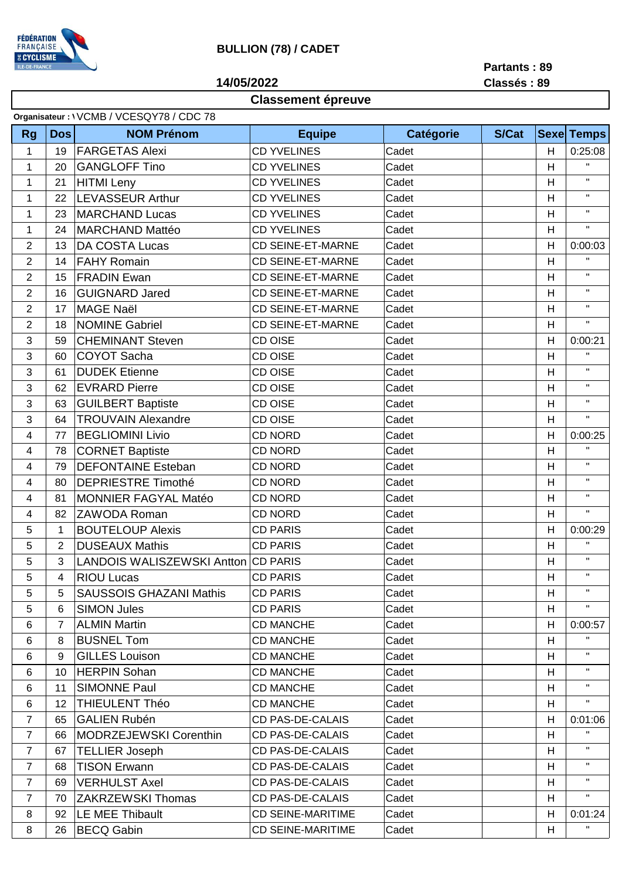**BULLION (78) / CADET**

**14/05/2022**

**Partants : 89**
**Classés : 89**

## Classement épreuve

**Organisateur :** \VCMB / VCESQY78 / CDC 78

| Rg | Dos | NOM Prénom | Equipe | Catégorie | S/Cat | Sexe | Temps |
|---|---|---|---|---|---|---|---|
| 1 | 19 | FARGETAS Alexi | CD YVELINES | Cadet | | H | 0:25:08 |
| 1 | 20 | GANGLOFF Tino | CD YVELINES | Cadet | | H | " |
| 1 | 21 | HITMI Leny | CD YVELINES | Cadet | | H | " |
| 1 | 22 | LEVASSEUR Arthur | CD YVELINES | Cadet | | H | " |
| 1 | 23 | MARCHAND Lucas | CD YVELINES | Cadet | | H | " |
| 1 | 24 | MARCHAND Mattéo | CD YVELINES | Cadet | | H | " |
| 2 | 13 | DA COSTA Lucas | CD SEINE-ET-MARNE | Cadet | | H | 0:00:03 |
| 2 | 14 | FAHY Romain | CD SEINE-ET-MARNE | Cadet | | H | " |
| 2 | 15 | FRADIN Ewan | CD SEINE-ET-MARNE | Cadet | | H | " |
| 2 | 16 | GUIGNARD Jared | CD SEINE-ET-MARNE | Cadet | | H | " |
| 2 | 17 | MAGE Naël | CD SEINE-ET-MARNE | Cadet | | H | " |
| 2 | 18 | NOMINE Gabriel | CD SEINE-ET-MARNE | Cadet | | H | " |
| 3 | 59 | CHEMINANT Steven | CD OISE | Cadet | | H | 0:00:21 |
| 3 | 60 | COYOT Sacha | CD OISE | Cadet | | H | " |
| 3 | 61 | DUDEK Etienne | CD OISE | Cadet | | H | " |
| 3 | 62 | EVRARD Pierre | CD OISE | Cadet | | H | " |
| 3 | 63 | GUILBERT Baptiste | CD OISE | Cadet | | H | " |
| 3 | 64 | TROUVAIN Alexandre | CD OISE | Cadet | | H | " |
| 4 | 77 | BEGLIOMINI Livio | CD NORD | Cadet | | H | 0:00:25 |
| 4 | 78 | CORNET Baptiste | CD NORD | Cadet | | H | " |
| 4 | 79 | DEFONTAINE Esteban | CD NORD | Cadet | | H | " |
| 4 | 80 | DEPRIESTRE Timothé | CD NORD | Cadet | | H | " |
| 4 | 81 | MONNIER FAGYAL Matéo | CD NORD | Cadet | | H | " |
| 4 | 82 | ZAWODA Roman | CD NORD | Cadet | | H | " |
| 5 | 1 | BOUTELOUP Alexis | CD PARIS | Cadet | | H | 0:00:29 |
| 5 | 2 | DUSEAUX Mathis | CD PARIS | Cadet | | H | " |
| 5 | 3 | LANDOIS WALISZEWSKI Antton | CD PARIS | Cadet | | H | " |
| 5 | 4 | RIOU Lucas | CD PARIS | Cadet | | H | " |
| 5 | 5 | SAUSSOIS GHAZANI Mathis | CD PARIS | Cadet | | H | " |
| 5 | 6 | SIMON Jules | CD PARIS | Cadet | | H | " |
| 6 | 7 | ALMIN Martin | CD MANCHE | Cadet | | H | 0:00:57 |
| 6 | 8 | BUSNEL Tom | CD MANCHE | Cadet | | H | " |
| 6 | 9 | GILLES Louison | CD MANCHE | Cadet | | H | " |
| 6 | 10 | HERPIN Sohan | CD MANCHE | Cadet | | H | " |
| 6 | 11 | SIMONNE Paul | CD MANCHE | Cadet | | H | " |
| 6 | 12 | THIEULENT Théo | CD MANCHE | Cadet | | H | " |
| 7 | 65 | GALIEN Rubén | CD PAS-DE-CALAIS | Cadet | | H | 0:01:06 |
| 7 | 66 | MODRZEJEWSKI Corenthin | CD PAS-DE-CALAIS | Cadet | | H | " |
| 7 | 67 | TELLIER Joseph | CD PAS-DE-CALAIS | Cadet | | H | " |
| 7 | 68 | TISON Erwann | CD PAS-DE-CALAIS | Cadet | | H | " |
| 7 | 69 | VERHULST Axel | CD PAS-DE-CALAIS | Cadet | | H | " |
| 7 | 70 | ZAKRZEWSKI Thomas | CD PAS-DE-CALAIS | Cadet | | H | " |
| 8 | 92 | LE MEE Thibault | CD SEINE-MARITIME | Cadet | | H | 0:01:24 |
| 8 | 26 | BECQ Gabin | CD SEINE-MARITIME | Cadet | | H | " |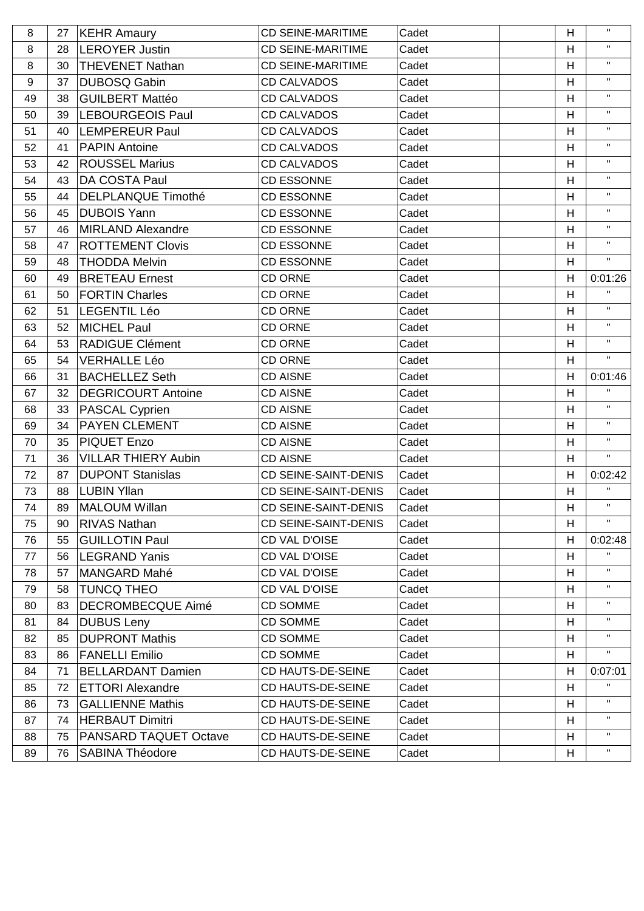| | | | | | | | |
|---|---|---|---|---|---|---|---|
| 8 | 27 | KEHR Amaury | CD SEINE-MARITIME | Cadet | | H | " |
| 8 | 28 | LEROYER Justin | CD SEINE-MARITIME | Cadet | | H | " |
| 8 | 30 | THEVENET Nathan | CD SEINE-MARITIME | Cadet | | H | " |
| 9 | 37 | DUBOSQ Gabin | CD CALVADOS | Cadet | | H | " |
| 49 | 38 | GUILBERT Mattéo | CD CALVADOS | Cadet | | H | " |
| 50 | 39 | LEBOURGEOIS Paul | CD CALVADOS | Cadet | | H | " |
| 51 | 40 | LEMPEREUR Paul | CD CALVADOS | Cadet | | H | " |
| 52 | 41 | PAPIN Antoine | CD CALVADOS | Cadet | | H | " |
| 53 | 42 | ROUSSEL Marius | CD CALVADOS | Cadet | | H | " |
| 54 | 43 | DA COSTA Paul | CD ESSONNE | Cadet | | H | " |
| 55 | 44 | DELPLANQUE Timothé | CD ESSONNE | Cadet | | H | " |
| 56 | 45 | DUBOIS Yann | CD ESSONNE | Cadet | | H | " |
| 57 | 46 | MIRLAND Alexandre | CD ESSONNE | Cadet | | H | " |
| 58 | 47 | ROTTEMENT Clovis | CD ESSONNE | Cadet | | H | " |
| 59 | 48 | THODDA Melvin | CD ESSONNE | Cadet | | H | " |
| 60 | 49 | BRETEAU Ernest | CD ORNE | Cadet | | H | 0:01:26 |
| 61 | 50 | FORTIN Charles | CD ORNE | Cadet | | H | " |
| 62 | 51 | LEGENTIL Léo | CD ORNE | Cadet | | H | " |
| 63 | 52 | MICHEL Paul | CD ORNE | Cadet | | H | " |
| 64 | 53 | RADIGUE Clément | CD ORNE | Cadet | | H | " |
| 65 | 54 | VERHALLE Léo | CD ORNE | Cadet | | H | " |
| 66 | 31 | BACHELLEZ Seth | CD AISNE | Cadet | | H | 0:01:46 |
| 67 | 32 | DEGRICOURT Antoine | CD AISNE | Cadet | | H | " |
| 68 | 33 | PASCAL Cyprien | CD AISNE | Cadet | | H | " |
| 69 | 34 | PAYEN CLEMENT | CD AISNE | Cadet | | H | " |
| 70 | 35 | PIQUET Enzo | CD AISNE | Cadet | | H | " |
| 71 | 36 | VILLAR THIERY Aubin | CD AISNE | Cadet | | H | " |
| 72 | 87 | DUPONT Stanislas | CD SEINE-SAINT-DENIS | Cadet | | H | 0:02:42 |
| 73 | 88 | LUBIN Yllan | CD SEINE-SAINT-DENIS | Cadet | | H | " |
| 74 | 89 | MALOUM Willan | CD SEINE-SAINT-DENIS | Cadet | | H | " |
| 75 | 90 | RIVAS Nathan | CD SEINE-SAINT-DENIS | Cadet | | H | " |
| 76 | 55 | GUILLOTIN Paul | CD VAL D'OISE | Cadet | | H | 0:02:48 |
| 77 | 56 | LEGRAND Yanis | CD VAL D'OISE | Cadet | | H | " |
| 78 | 57 | MANGARD Mahé | CD VAL D'OISE | Cadet | | H | " |
| 79 | 58 | TUNCQ THEO | CD VAL D'OISE | Cadet | | H | " |
| 80 | 83 | DECROMBECQUE Aimé | CD SOMME | Cadet | | H | " |
| 81 | 84 | DUBUS Leny | CD SOMME | Cadet | | H | " |
| 82 | 85 | DUPRONT Mathis | CD SOMME | Cadet | | H | " |
| 83 | 86 | FANELLI Emilio | CD SOMME | Cadet | | H | " |
| 84 | 71 | BELLARDANT Damien | CD HAUTS-DE-SEINE | Cadet | | H | 0:07:01 |
| 85 | 72 | ETTORI Alexandre | CD HAUTS-DE-SEINE | Cadet | | H | " |
| 86 | 73 | GALLIENNE Mathis | CD HAUTS-DE-SEINE | Cadet | | H | " |
| 87 | 74 | HERBAUT Dimitri | CD HAUTS-DE-SEINE | Cadet | | H | " |
| 88 | 75 | PANSARD TAQUET Octave | CD HAUTS-DE-SEINE | Cadet | | H | " |
| 89 | 76 | SABINA Théodore | CD HAUTS-DE-SEINE | Cadet | | H | " |